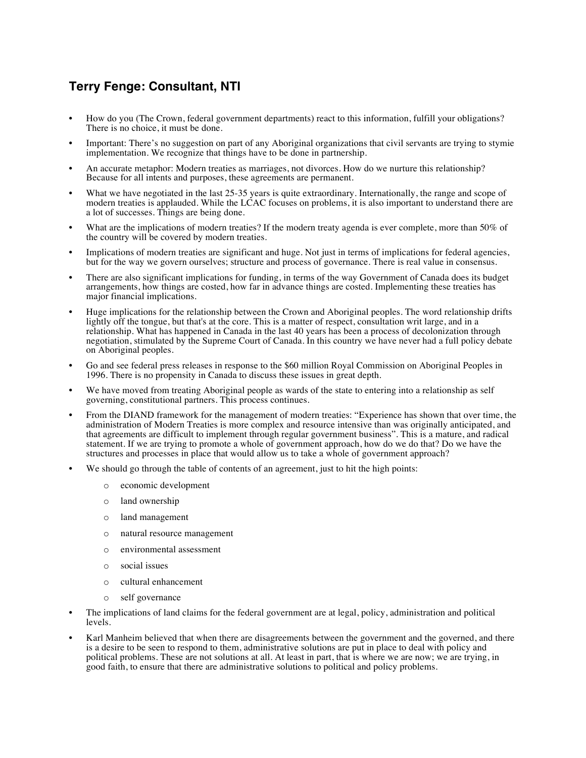## Terry Fenge: Consultant, NTI

- How do you (The Crown, federal government departments) react to this information, fulfill your obligations? There is no choice, it must be done.
- Important: There's no suggestion on part of any Aboriginal organizations that civil servants are trying to stymie implementation. We recognize that things have to be done in partnership.
- An accurate metaphor: Modern treaties as marriages, not divorces. How do we nurture this relationship? Because for all intents and purposes, these agreements are permanent.
- What we have negotiated in the last 25-35 years is quite extraordinary. Internationally, the range and scope of modern treaties is applauded. While the LCAC focuses on problems, it is also important to understand there are a lot of successes. Things are being done.
- What are the implications of modern treaties? If the modern treaty agenda is ever complete, more than 50% of the country will be covered by modern treaties.
- Implications of modern treaties are significant and huge. Not just in terms of implications for federal agencies, but for the way we govern ourselves; structure and process of governance. There is real value in consensus.
- There are also significant implications for funding, in terms of the way Government of Canada does its budget arrangements, how things are costed, how far in advance things are costed. Implementing these treaties has major financial implications.
- Huge implications for the relationship between the Crown and Aboriginal peoples. The word relationship drifts lightly off the tongue, but that's at the core. This is a matter of respect, consultation writ large, and in a relationship. What has happened in Canada in the last 40 years has been a process of decolonization through negotiation, stimulated by the Supreme Court of Canada. In this country we have never had a full policy debate on Aboriginal peoples.
- Go and see federal press releases in response to the $60 million Royal Commission on Aboriginal Peoples in 1996. There is no propensity in Canada to discuss these issues in great depth.
- We have moved from treating Aboriginal people as wards of the state to entering into a relationship as self governing, constitutional partners. This process continues.
- From the DIAND framework for the management of modern treaties: "Experience has shown that over time, the administration of Modern Treaties is more complex and resource intensive than was originally anticipated, and that agreements are difficult to implement through regular government business". This is a mature, and radical statement. If we are trying to promote a whole of government approach, how do we do that? Do we have the structures and processes in place that would allow us to take a whole of government approach?
- We should go through the table of contents of an agreement, just to hit the high points:
  - economic development
  - land ownership
  - land management
  - natural resource management
  - environmental assessment
  - social issues
  - cultural enhancement
  - self governance
- The implications of land claims for the federal government are at legal, policy, administration and political levels.
- Karl Manheim believed that when there are disagreements between the government and the governed, and there is a desire to be seen to respond to them, administrative solutions are put in place to deal with policy and political problems. These are not solutions at all. At least in part, that is where we are now; we are trying, in good faith, to ensure that there are administrative solutions to political and policy problems.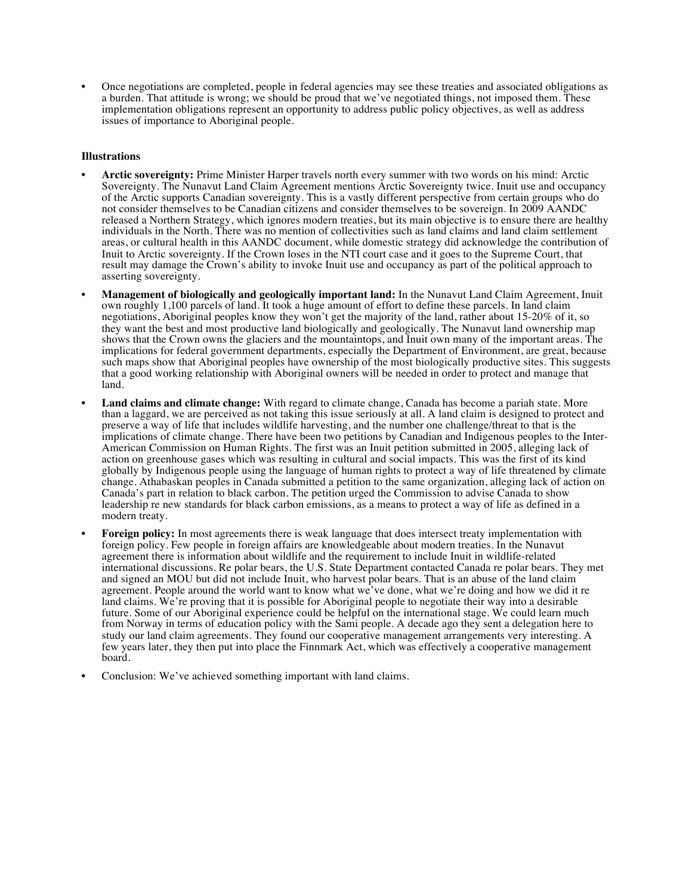- Once negotiations are completed, people in federal agencies may see these treaties and associated obligations as a burden. That attitude is wrong; we should be proud that we've negotiated things, not imposed them. These implementation obligations represent an opportunity to address public policy objectives, as well as address issues of importance to Aboriginal people.

**Illustrations**

- **Arctic sovereignty:** Prime Minister Harper travels north every summer with two words on his mind: Arctic Sovereignty. The Nunavut Land Claim Agreement mentions Arctic Sovereignty twice. Inuit use and occupancy of the Arctic supports Canadian sovereignty. This is a vastly different perspective from certain groups who do not consider themselves to be Canadian citizens and consider themselves to be sovereign. In 2009 AANDC released a Northern Strategy, which ignores modern treaties, but its main objective is to ensure there are healthy individuals in the North. There was no mention of collectivities such as land claims and land claim settlement areas, or cultural health in this AANDC document, while domestic strategy did acknowledge the contribution of Inuit to Arctic sovereignty. If the Crown loses in the NTI court case and it goes to the Supreme Court, that result may damage the Crown's ability to invoke Inuit use and occupancy as part of the political approach to asserting sovereignty.
- **Management of biologically and geologically important land:** In the Nunavut Land Claim Agreement, Inuit own roughly 1,100 parcels of land. It took a huge amount of effort to define these parcels. In land claim negotiations, Aboriginal peoples know they won't get the majority of the land, rather about 15-20% of it, so they want the best and most productive land biologically and geologically. The Nunavut land ownership map shows that the Crown owns the glaciers and the mountaintops, and Inuit own many of the important areas. The implications for federal government departments, especially the Department of Environment, are great, because such maps show that Aboriginal peoples have ownership of the most biologically productive sites. This suggests that a good working relationship with Aboriginal owners will be needed in order to protect and manage that land.
- **Land claims and climate change:** With regard to climate change, Canada has become a pariah state. More than a laggard, we are perceived as not taking this issue seriously at all. A land claim is designed to protect and preserve a way of life that includes wildlife harvesting, and the number one challenge/threat to that is the implications of climate change. There have been two petitions by Canadian and Indigenous peoples to the Inter-American Commission on Human Rights. The first was an Inuit petition submitted in 2005, alleging lack of action on greenhouse gases which was resulting in cultural and social impacts. This was the first of its kind globally by Indigenous people using the language of human rights to protect a way of life threatened by climate change. Athabaskan peoples in Canada submitted a petition to the same organization, alleging lack of action on Canada's part in relation to black carbon. The petition urged the Commission to advise Canada to show leadership re new standards for black carbon emissions, as a means to protect a way of life as defined in a modern treaty.
- **Foreign policy:** In most agreements there is weak language that does intersect treaty implementation with foreign policy. Few people in foreign affairs are knowledgeable about modern treaties. In the Nunavut agreement there is information about wildlife and the requirement to include Inuit in wildlife-related international discussions. Re polar bears, the U.S. State Department contacted Canada re polar bears. They met and signed an MOU but did not include Inuit, who harvest polar bears. That is an abuse of the land claim agreement. People around the world want to know what we've done, what we're doing and how we did it re land claims. We're proving that it is possible for Aboriginal people to negotiate their way into a desirable future. Some of our Aboriginal experience could be helpful on the international stage. We could learn much from Norway in terms of education policy with the Sami people. A decade ago they sent a delegation here to study our land claim agreements. They found our cooperative management arrangements very interesting. A few years later, they then put into place the Finnmark Act, which was effectively a cooperative management board.
- Conclusion: We've achieved something important with land claims.